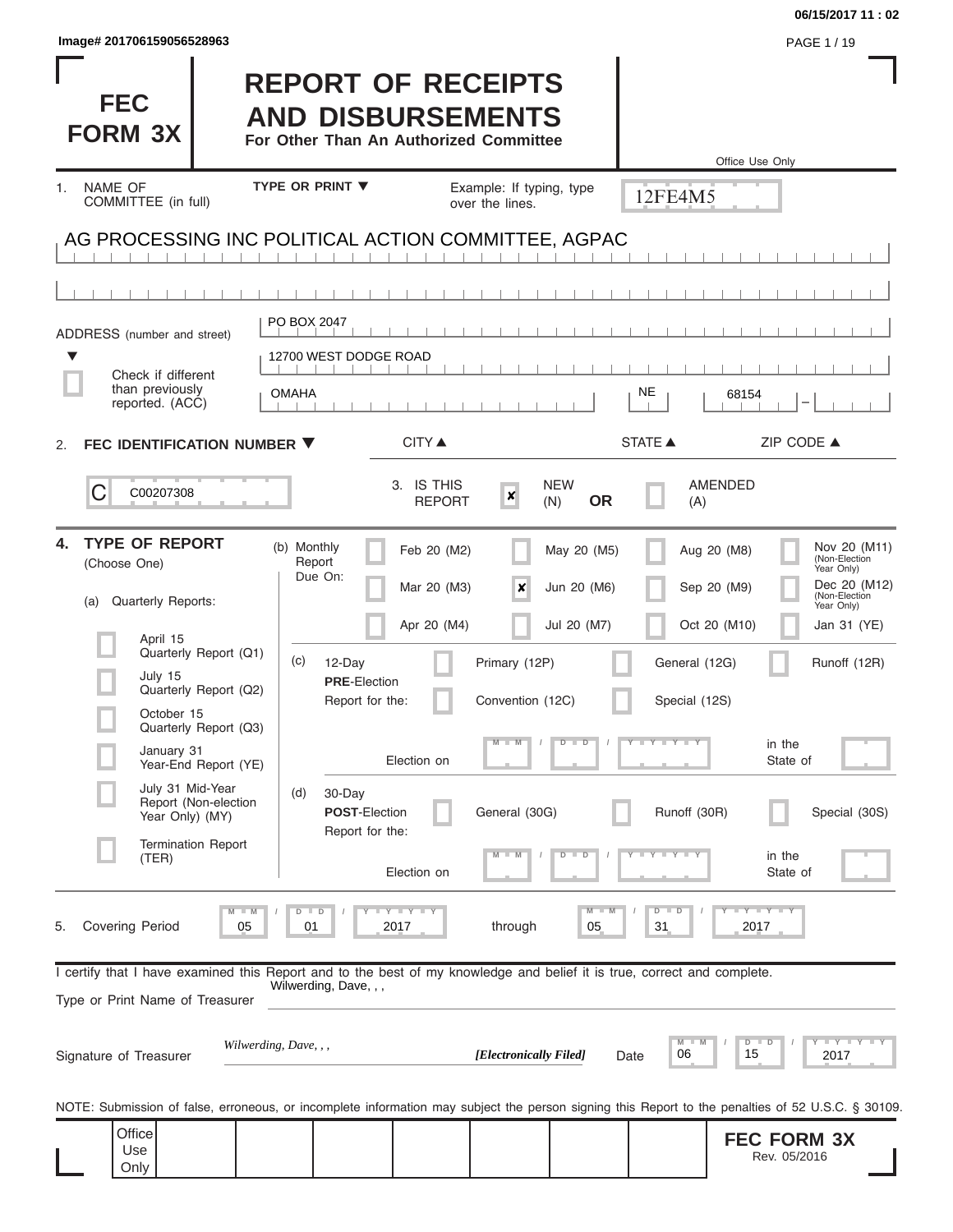06/15/2017 11 : 02

Image# 201706159056528963

# FEC FORM 3X

# REPORT OF RECEIPTS AND DISBURSEMENTS

**For Other Than An Authorized Committee**

Office Use Only

12FE4M5

1. NAME OF COMMITTEE (in full) — TYPE OR PRINT ▼ — Example: If typing, type over the lines.

AG PROCESSING INC POLITICAL ACTION COMMITTEE, AGPAC

ADDRESS (number and street) ▼

PO BOX 2047

12700 WEST DODGE ROAD

☐ Check if different than previously reported. (ACC)

| CITY ▲ | STATE ▲ | ZIP CODE ▲ |
|---|---|---|
| OMAHA | NE | 68154 |

2. **FEC IDENTIFICATION NUMBER ▼**

C00207308

3. IS THIS REPORT ☒ NEW (N) **OR** ☐ AMENDED (A)

4. **TYPE OF REPORT** (Choose One)

(a) Quarterly Reports:

- ☐ April 15 Quarterly Report (Q1)
- ☐ July 15 Quarterly Report (Q2)
- ☐ October 15 Quarterly Report (Q3)
- ☐ January 31 Year-End Report (YE)
- ☐ July 31 Mid-Year Report (Non-election Year Only) (MY)
- ☐ Termination Report (TER)

(b) Monthly Report Due On:

| | | | |
|---|---|---|---|
| ☐ Feb 20 (M2) | ☐ May 20 (M5) | ☐ Aug 20 (M8) | ☐ Nov 20 (M11) (Non-Election Year Only) |
| ☐ Mar 20 (M3) | ☒ Jun 20 (M6) | ☐ Sep 20 (M9) | ☐ Dec 20 (M12) (Non-Election Year Only) |
| ☐ Apr 20 (M4) | ☐ Jul 20 (M7) | ☐ Oct 20 (M10) | ☐ Jan 31 (YE) |

(c) 12-Day **PRE**-Election Report for the: ☐ Primary (12P) ☐ General (12G) ☐ Runoff (12R) ☐ Convention (12C) ☐ Special (12S)

Election on MM / DD / YYYY in the State of

(d) 30-Day **POST**-Election Report for the: ☐ General (30G) ☐ Runoff (30R) ☐ Special (30S)

Election on MM / DD / YYYY in the State of

5. Covering Period 05 / 01 / 2017 through 05 / 31 / 2017

I certify that I have examined this Report and to the best of my knowledge and belief it is true, correct and complete.

Type or Print Name of Treasurer: Wilwerding, Dave, , ,

Signature of Treasurer: *Wilwerding, Dave, , ,* ***[Electronically Filed]*** Date 06 / 15 / 2017

NOTE: Submission of false, erroneous, or incomplete information may subject the person signing this Report to the penalties of 52 U.S.C. § 30109.

Office Use Only

**FEC FORM 3X**
Rev. 05/2016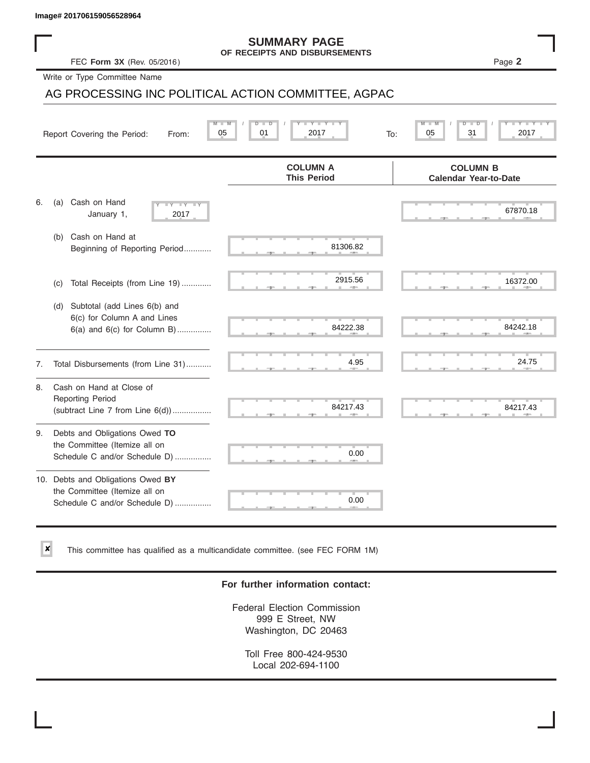Image# 201706159056528964

# SUMMARY PAGE
## OF RECEIPTS AND DISBURSEMENTS

FEC **Form 3X** (Rev. 05/2016)

Page **2**

Write or Type Committee Name

AG PROCESSING INC POLITICAL ACTION COMMITTEE, AGPAC

Report Covering the Period: From: 05 / 01 / 2017 To: 05 / 31 / 2017

| | COLUMN A This Period | COLUMN B Calendar Year-to-Date |
|---|---|---|
| 6. (a) Cash on Hand January 1, 2017 | | 67870.18 |
| (b) Cash on Hand at Beginning of Reporting Period | 81306.82 | |
| (c) Total Receipts (from Line 19) | 2915.56 | 16372.00 |
| (d) Subtotal (add Lines 6(b) and 6(c) for Column A and Lines 6(a) and 6(c) for Column B) | 84222.38 | 84242.18 |
| 7. Total Disbursements (from Line 31) | 4.95 | 24.75 |
| 8. Cash on Hand at Close of Reporting Period (subtract Line 7 from Line 6(d)) | 84217.43 | 84217.43 |
| 9. Debts and Obligations Owed **TO** the Committee (Itemize all on Schedule C and/or Schedule D) | 0.00 | |
| 10. Debts and Obligations Owed **BY** the Committee (Itemize all on Schedule C and/or Schedule D) | 0.00 | |

☒ This committee has qualified as a multicandidate committee. (see FEC FORM 1M)

**For further information contact:**

Federal Election Commission
999 E Street, NW
Washington, DC 20463

Toll Free 800-424-9530
Local 202-694-1100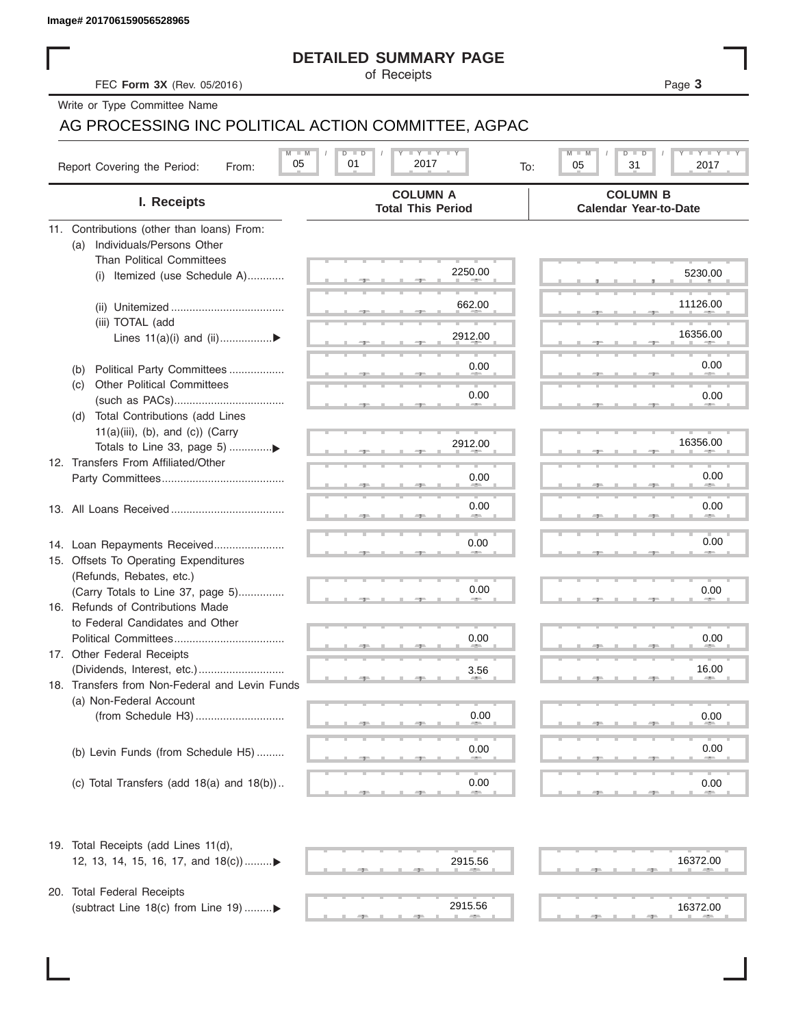Image# 201706159056528965

# DETAILED SUMMARY PAGE

of Receipts

FEC **Form 3X** (Rev. 05/2016)

Write or Type Committee Name

AG PROCESSING INC POLITICAL ACTION COMMITTEE, AGPAC

Report Covering the Period: From: 05 / 01 / 2017 To: 05 / 31 / 2017

| I. Receipts | COLUMN A Total This Period | COLUMN B Calendar Year-to-Date |
|---|---|---|
| 11. Contributions (other than loans) From: | | |
| (a) Individuals/Persons Other Than Political Committees | | |
| (i) Itemized (use Schedule A) | 2250.00 | 5230.00 |
| (ii) Unitemized | 662.00 | 11126.00 |
| (iii) TOTAL (add Lines 11(a)(i) and (ii) | 2912.00 | 16356.00 |
| (b) Political Party Committees | 0.00 | 0.00 |
| (c) Other Political Committees (such as PACs) | 0.00 | 0.00 |
| (d) Total Contributions (add Lines 11(a)(iii), (b), and (c)) (Carry Totals to Line 33, page 5) | 2912.00 | 16356.00 |
| 12. Transfers From Affiliated/Other Party Committees | 0.00 | 0.00 |
| 13. All Loans Received | 0.00 | 0.00 |
| 14. Loan Repayments Received | 0.00 | 0.00 |
| 15. Offsets To Operating Expenditures (Refunds, Rebates, etc.) (Carry Totals to Line 37, page 5) | 0.00 | 0.00 |
| 16. Refunds of Contributions Made to Federal Candidates and Other Political Committees | 0.00 | 0.00 |
| 17. Other Federal Receipts (Dividends, Interest, etc.) | 3.56 | 16.00 |
| 18. Transfers from Non-Federal and Levin Funds | | |
| (a) Non-Federal Account (from Schedule H3) | 0.00 | 0.00 |
| (b) Levin Funds (from Schedule H5) | 0.00 | 0.00 |
| (c) Total Transfers (add 18(a) and 18(b)) | 0.00 | 0.00 |
| 19. Total Receipts (add Lines 11(d), 12, 13, 14, 15, 16, 17, and 18(c)) | 2915.56 | 16372.00 |
| 20. Total Federal Receipts (subtract Line 18(c) from Line 19) | 2915.56 | 16372.00 |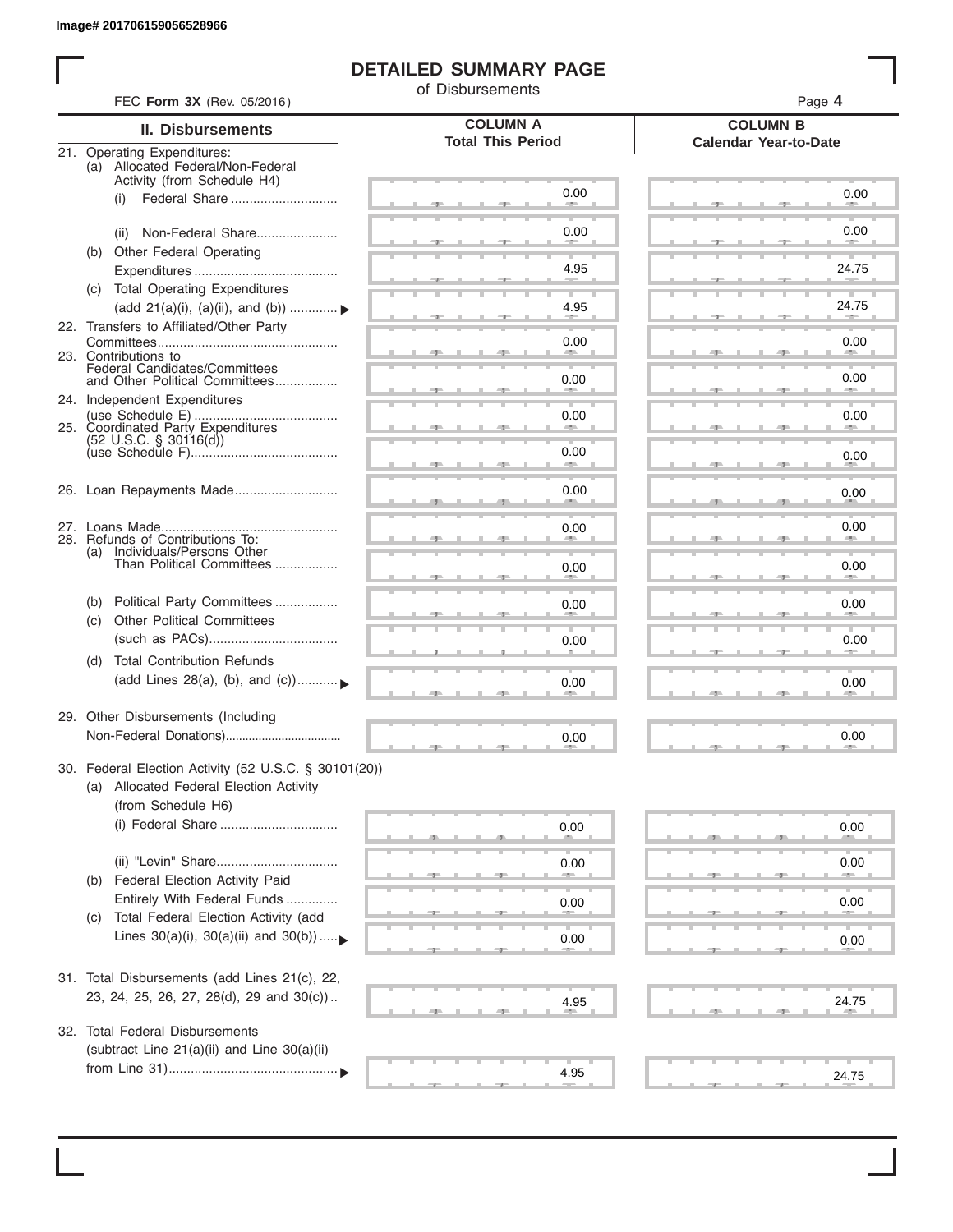Image# 201706159056528966

# DETAILED SUMMARY PAGE

of Disbursements

FEC **Form 3X** (Rev. 05/2016)

Page **4**

| II. Disbursements | COLUMN A Total This Period | COLUMN B Calendar Year-to-Date |
|---|---|---|
| 21. Operating Expenditures: (a) Allocated Federal/Non-Federal Activity (from Schedule H4) (i) Federal Share | 0.00 | 0.00 |
| (ii) Non-Federal Share | 0.00 | 0.00 |
| (b) Other Federal Operating Expenditures | 4.95 | 24.75 |
| (c) Total Operating Expenditures (add 21(a)(i), (a)(ii), and (b)) | 4.95 | 24.75 |
| 22. Transfers to Affiliated/Other Party Committees | 0.00 | 0.00 |
| 23. Contributions to Federal Candidates/Committees and Other Political Committees | 0.00 | 0.00 |
| 24. Independent Expenditures (use Schedule E) | 0.00 | 0.00 |
| 25. Coordinated Party Expenditures (52 U.S.C. § 30116(d)) (use Schedule F) | 0.00 | 0.00 |
| 26. Loan Repayments Made | 0.00 | 0.00 |
| 27. Loans Made | 0.00 | 0.00 |
| 28. Refunds of Contributions To: (a) Individuals/Persons Other Than Political Committees | 0.00 | 0.00 |
| (b) Political Party Committees | 0.00 | 0.00 |
| (c) Other Political Committees (such as PACs) | 0.00 | 0.00 |
| (d) Total Contribution Refunds (add Lines 28(a), (b), and (c)) | 0.00 | 0.00 |
| 29. Other Disbursements (Including Non-Federal Donations) | 0.00 | 0.00 |
| 30. Federal Election Activity (52 U.S.C. § 30101(20)) (a) Allocated Federal Election Activity (from Schedule H6) (i) Federal Share | 0.00 | 0.00 |
| (ii) "Levin" Share | 0.00 | 0.00 |
| (b) Federal Election Activity Paid Entirely With Federal Funds | 0.00 | 0.00 |
| (c) Total Federal Election Activity (add Lines 30(a)(i), 30(a)(ii) and 30(b)) | 0.00 | 0.00 |
| 31. Total Disbursements (add Lines 21(c), 22, 23, 24, 25, 26, 27, 28(d), 29 and 30(c)) | 4.95 | 24.75 |
| 32. Total Federal Disbursements (subtract Line 21(a)(ii) and Line 30(a)(ii) from Line 31) | 4.95 | 24.75 |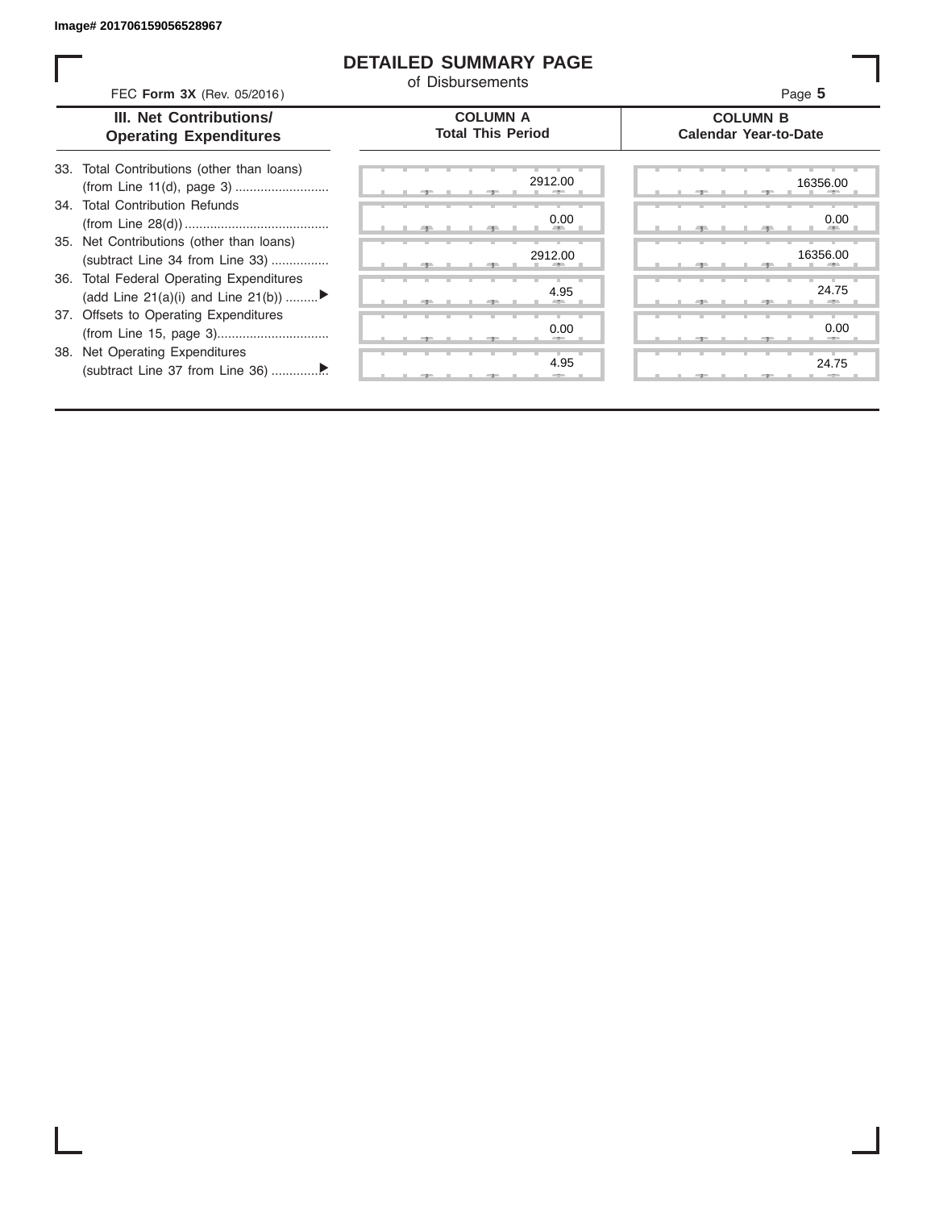Image# 201706159056528967

# DETAILED SUMMARY PAGE

of Disbursements

FEC **Form 3X** (Rev. 05/2016)

| III. Net Contributions/ Operating Expenditures | COLUMN A Total This Period | COLUMN B Calendar Year-to-Date |
|---|---|---|
| 33. Total Contributions (other than loans) (from Line 11(d), page 3) | 2912.00 | 16356.00 |
| 34. Total Contribution Refunds (from Line 28(d)) | 0.00 | 0.00 |
| 35. Net Contributions (other than loans) (subtract Line 34 from Line 33) | 2912.00 | 16356.00 |
| 36. Total Federal Operating Expenditures (add Line 21(a)(i) and Line 21(b)) ▶ | 4.95 | 24.75 |
| 37. Offsets to Operating Expenditures (from Line 15, page 3) | 0.00 | 0.00 |
| 38. Net Operating Expenditures (subtract Line 37 from Line 36) ▶ | 4.95 | 24.75 |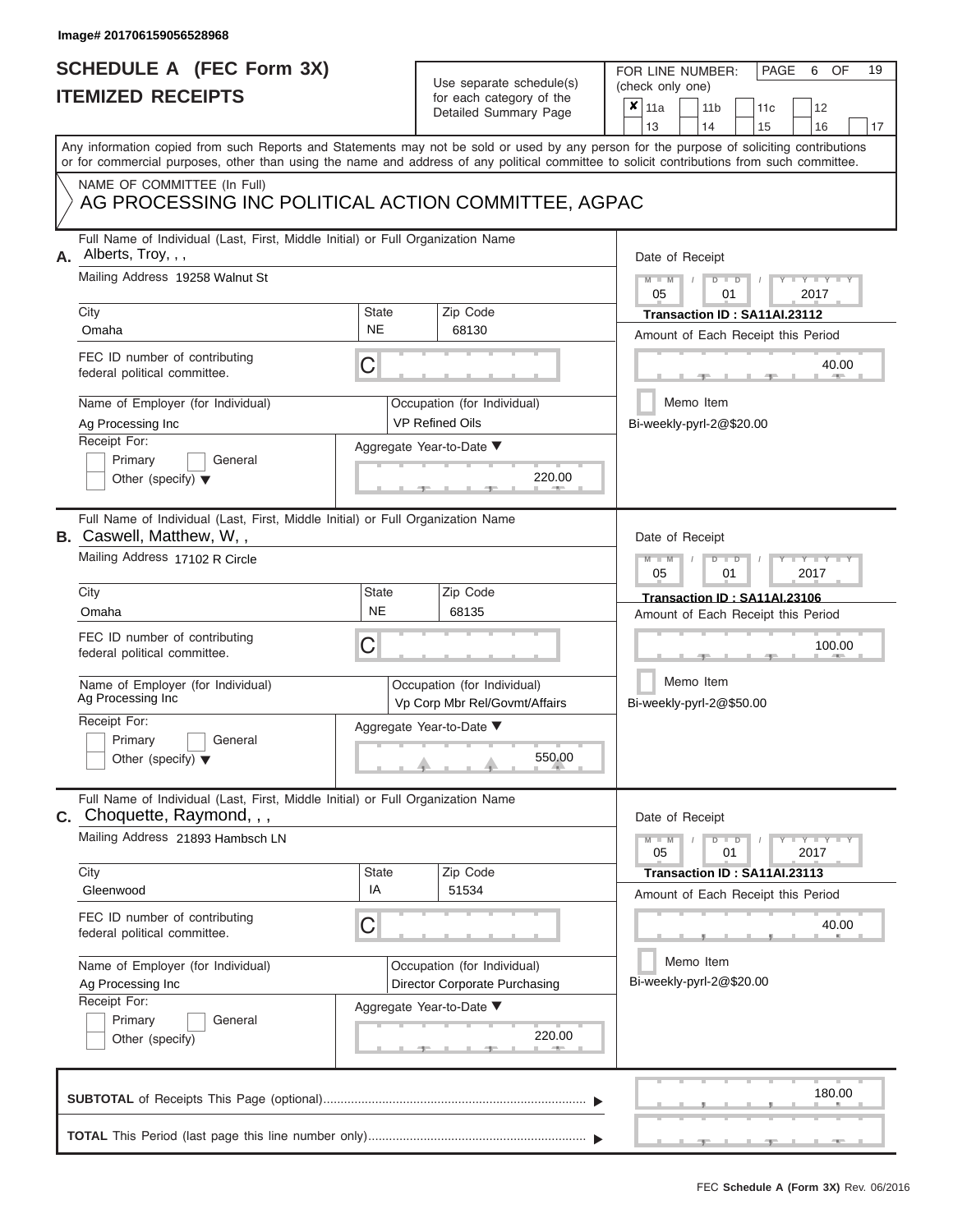Image# 201706159056528968

# SCHEDULE A (FEC Form 3X)
## ITEMIZED RECEIPTS

Use separate schedule(s) for each category of the Detailed Summary Page

FOR LINE NUMBER: (check only one)

- [x] 11a
- [ ] 11b
- [ ] 11c
- [ ] 12
- [ ] 13
- [ ] 14
- [ ] 15
- [ ] 16
- [ ] 17

PAGE 6 OF 19

Any information copied from such Reports and Statements may not be sold or used by any person for the purpose of soliciting contributions or for commercial purposes, other than using the name and address of any political committee to solicit contributions from such committee.

NAME OF COMMITTEE (In Full)
AG PROCESSING INC POLITICAL ACTION COMMITTEE, AGPAC

---

**A.** Full Name of Individual (Last, First, Middle Initial) or Full Organization Name: Alberts, Troy, , ,

Mailing Address: 19258 Walnut St

City: Omaha | State: NE | Zip Code: 68130

FEC ID number of contributing federal political committee: C

Name of Employer (for Individual): Ag Processing Inc

Occupation (for Individual): VP Refined Oils

Receipt For: Primary / General / Other (specify)

Aggregate Year-to-Date: 220.00

Date of Receipt: 05 / 01 / 2017

Transaction ID : SA11AI.23112

Amount of Each Receipt this Period: 40.00

Memo Item

Bi-weekly-pyrl-2@$20.00

---

**B.** Full Name of Individual (Last, First, Middle Initial) or Full Organization Name: Caswell, Matthew, W, ,

Mailing Address: 17102 R Circle

City: Omaha | State: NE | Zip Code: 68135

FEC ID number of contributing federal political committee: C

Name of Employer (for Individual): Ag Processing Inc

Occupation (for Individual): Vp Corp Mbr Rel/Govmt/Affairs

Receipt For: Primary / General / Other (specify)

Aggregate Year-to-Date: 550.00

Date of Receipt: 05 / 01 / 2017

Transaction ID : SA11AI.23106

Amount of Each Receipt this Period: 100.00

Memo Item

Bi-weekly-pyrl-2@$50.00

---

**C.** Full Name of Individual (Last, First, Middle Initial) or Full Organization Name: Choquette, Raymond, , ,

Mailing Address: 21893 Hambsch LN

City: Gleenwood | State: IA | Zip Code: 51534

FEC ID number of contributing federal political committee: C

Name of Employer (for Individual): Ag Processing Inc

Occupation (for Individual): Director Corporate Purchasing

Receipt For: Primary / General / Other (specify)

Aggregate Year-to-Date: 220.00

Date of Receipt: 05 / 01 / 2017

Transaction ID : SA11AI.23113

Amount of Each Receipt this Period: 40.00

Memo Item

Bi-weekly-pyrl-2@$20.00

---

**SUBTOTAL** of Receipts This Page (optional): 180.00

**TOTAL** This Period (last page this line number only):

FEC Schedule A (Form 3X) Rev. 06/2016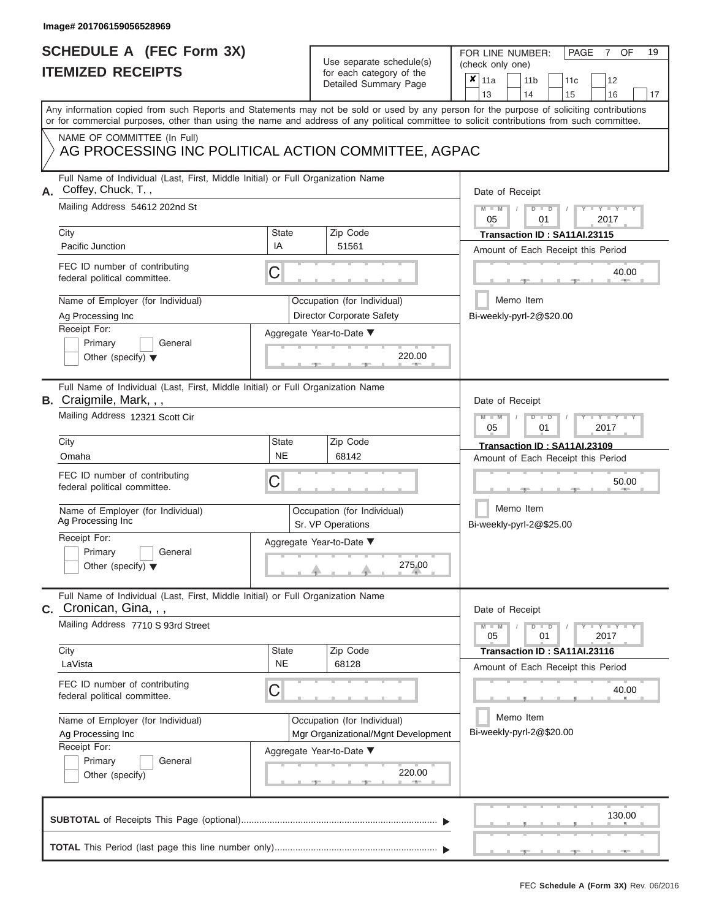Image# 201706159056528969

# SCHEDULE A (FEC Form 3X)
# ITEMIZED RECEIPTS

Use separate schedule(s) for each category of the Detailed Summary Page

FOR LINE NUMBER: (check only one)

- [x] 11a
- [ ] 11b
- [ ] 11c
- [ ] 12
- [ ] 13
- [ ] 14
- [ ] 15
- [ ] 16
- [ ] 17

PAGE 7 OF 19

Any information copied from such Reports and Statements may not be sold or used by any person for the purpose of soliciting contributions or for commercial purposes, other than using the name and address of any political committee to solicit contributions from such committee.

NAME OF COMMITTEE (In Full)
AG PROCESSING INC POLITICAL ACTION COMMITTEE, AGPAC

---

**A.** Full Name of Individual (Last, First, Middle Initial) or Full Organization Name: Coffey, Chuck, T, ,

Mailing Address: 54612 202nd St

City: Pacific Junction | State: IA | Zip Code: 51561

FEC ID number of contributing federal political committee: C

Name of Employer (for Individual): Ag Processing Inc

Occupation (for Individual): Director Corporate Safety

Receipt For: Primary / General / Other (specify)

Aggregate Year-to-Date: 220.00

Date of Receipt: 05 / 01 / 2017

Transaction ID : SA11AI.23115

Amount of Each Receipt this Period: 40.00

Memo Item

Bi-weekly-pyrl-2@$20.00

---

**B.** Full Name of Individual (Last, First, Middle Initial) or Full Organization Name: Craigmile, Mark, , ,

Mailing Address: 12321 Scott Cir

City: Omaha | State: NE | Zip Code: 68142

FEC ID number of contributing federal political committee: C

Name of Employer (for Individual): Ag Processing Inc

Occupation (for Individual): Sr. VP Operations

Receipt For: Primary / General / Other (specify)

Aggregate Year-to-Date: 275.00

Date of Receipt: 05 / 01 / 2017

Transaction ID : SA11AI.23109

Amount of Each Receipt this Period: 50.00

Memo Item

Bi-weekly-pyrl-2@$25.00

---

**C.** Full Name of Individual (Last, First, Middle Initial) or Full Organization Name: Cronican, Gina, , ,

Mailing Address: 7710 S 93rd Street

City: LaVista | State: NE | Zip Code: 68128

FEC ID number of contributing federal political committee: C

Name of Employer (for Individual): Ag Processing Inc

Occupation (for Individual): Mgr Organizational/Mgnt Development

Receipt For: Primary / General / Other (specify)

Aggregate Year-to-Date: 220.00

Date of Receipt: 05 / 01 / 2017

Transaction ID : SA11AI.23116

Amount of Each Receipt this Period: 40.00

Memo Item

Bi-weekly-pyrl-2@$20.00

---

**SUBTOTAL** of Receipts This Page (optional): 130.00

**TOTAL** This Period (last page this line number only):

FEC Schedule A (Form 3X) Rev. 06/2016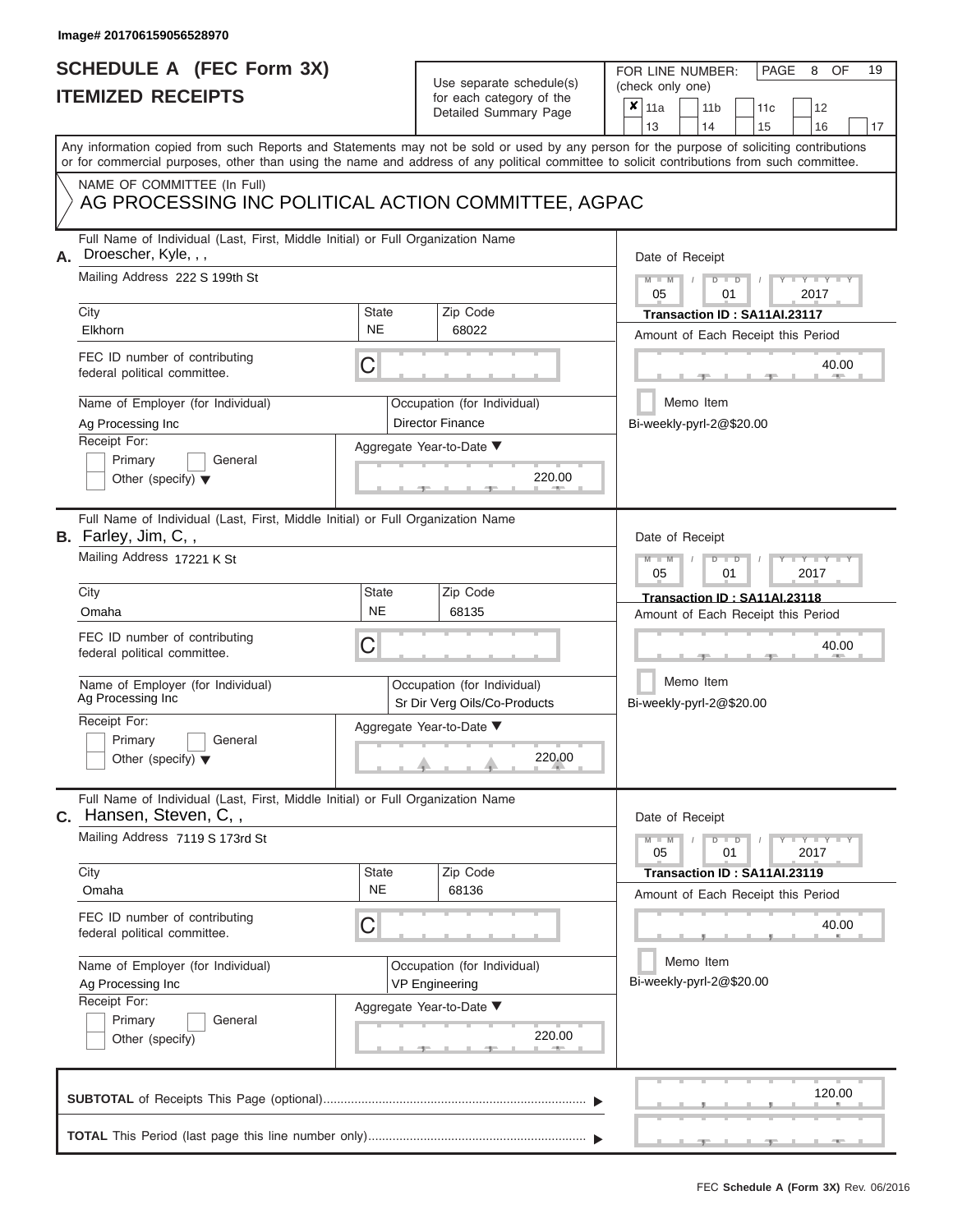Image# 201706159056528970

# SCHEDULE A (FEC Form 3X)
## ITEMIZED RECEIPTS

Use separate schedule(s) for each category of the Detailed Summary Page

FOR LINE NUMBER: (check only one)

| ✘ | 11a | | 11b | | 11c | | 12 | |
|---|---|---|---|---|---|---|---|---|
| | 13 | | 14 | | 15 | | 16 | 17 |

PAGE 8 OF 19

Any information copied from such Reports and Statements may not be sold or used by any person for the purpose of soliciting contributions or for commercial purposes, other than using the name and address of any political committee to solicit contributions from such committee.

NAME OF COMMITTEE (In Full)
AG PROCESSING INC POLITICAL ACTION COMMITTEE, AGPAC

---

**A.** Full Name of Individual (Last, First, Middle Initial) or Full Organization Name
Droescher, Kyle, , ,

Mailing Address: 222 S 199th St

City: Elkhorn | State: NE | Zip Code: 68022

FEC ID number of contributing federal political committee: C

Name of Employer (for Individual): Ag Processing Inc

Occupation (for Individual): Director Finance

Receipt For: Primary / General / Other (specify)

Aggregate Year-to-Date: 220.00

Date of Receipt: 05 / 01 / 2017

Transaction ID : SA11AI.23117

Amount of Each Receipt this Period: 40.00

Memo Item

Bi-weekly-pyrl-2@$20.00

---

**B.** Full Name of Individual (Last, First, Middle Initial) or Full Organization Name
Farley, Jim, C, ,

Mailing Address: 17221 K St

City: Omaha | State: NE | Zip Code: 68135

FEC ID number of contributing federal political committee: C

Name of Employer (for Individual): Ag Processing Inc

Occupation (for Individual): Sr Dir Verg Oils/Co-Products

Receipt For: Primary / General / Other (specify)

Aggregate Year-to-Date: 220.00

Date of Receipt: 05 / 01 / 2017

Transaction ID : SA11AI.23118

Amount of Each Receipt this Period: 40.00

Memo Item

Bi-weekly-pyrl-2@$20.00

---

**C.** Full Name of Individual (Last, First, Middle Initial) or Full Organization Name
Hansen, Steven, C, ,

Mailing Address: 7119 S 173rd St

City: Omaha | State: NE | Zip Code: 68136

FEC ID number of contributing federal political committee: C

Name of Employer (for Individual): Ag Processing Inc

Occupation (for Individual): VP Engineering

Receipt For: Primary / General / Other (specify)

Aggregate Year-to-Date: 220.00

Date of Receipt: 05 / 01 / 2017

Transaction ID : SA11AI.23119

Amount of Each Receipt this Period: 40.00

Memo Item

Bi-weekly-pyrl-2@$20.00

---

**SUBTOTAL** of Receipts This Page (optional): 120.00

**TOTAL** This Period (last page this line number only):

FEC **Schedule A (Form 3X)** Rev. 06/2016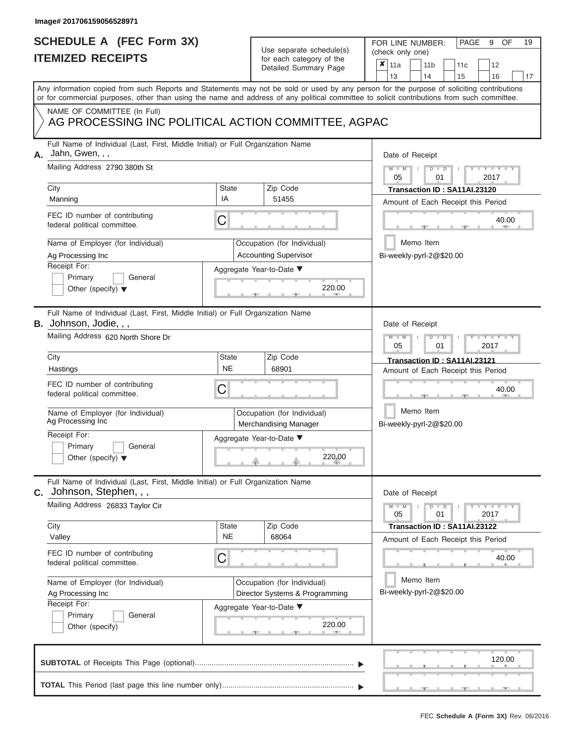Image# 201706159056528971

# SCHEDULE A (FEC Form 3X)
# ITEMIZED RECEIPTS

Use separate schedule(s) for each category of the Detailed Summary Page

FOR LINE NUMBER: (check only one)

- [x] 11a
- [ ] 11b
- [ ] 11c
- [ ] 12
- [ ] 13
- [ ] 14
- [ ] 15
- [ ] 16
- [ ] 17

PAGE 9 OF 19

Any information copied from such Reports and Statements may not be sold or used by any person for the purpose of soliciting contributions or for commercial purposes, other than using the name and address of any political committee to solicit contributions from such committee.

NAME OF COMMITTEE (In Full)
AG PROCESSING INC POLITICAL ACTION COMMITTEE, AGPAC

## A.

Full Name of Individual (Last, First, Middle Initial) or Full Organization Name: Jahn, Gwen, , ,
Mailing Address: 2790 380th St
City: Manning | State: IA | Zip Code: 51455
FEC ID number of contributing federal political committee: C
Name of Employer (for Individual): Ag Processing Inc
Occupation (for Individual): Accounting Supervisor
Receipt For: Primary [ ] General [ ] Other (specify) [ ]
Aggregate Year-to-Date: 220.00
Date of Receipt: 05 / 01 / 2017
Transaction ID : SA11AI.23120
Amount of Each Receipt this Period: 40.00
Memo Item
Bi-weekly-pyrl-2@$20.00

## B.

Full Name of Individual (Last, First, Middle Initial) or Full Organization Name: Johnson, Jodie, , ,
Mailing Address: 620 North Shore Dr
City: Hastings | State: NE | Zip Code: 68901
FEC ID number of contributing federal political committee: C
Name of Employer (for Individual): Ag Processing Inc
Occupation (for Individual): Merchandising Manager
Receipt For: Primary [ ] General [ ] Other (specify) [ ]
Aggregate Year-to-Date: 220.00
Date of Receipt: 05 / 01 / 2017
Transaction ID : SA11AI.23121
Amount of Each Receipt this Period: 40.00
Memo Item
Bi-weekly-pyrl-2@$20.00

## C.

Full Name of Individual (Last, First, Middle Initial) or Full Organization Name: Johnson, Stephen, , ,
Mailing Address: 26833 Taylor Cir
City: Valley | State: NE | Zip Code: 68064
FEC ID number of contributing federal political committee: C
Name of Employer (for Individual): Ag Processing Inc
Occupation (for Individual): Director Systems & Programming
Receipt For: Primary [ ] General [ ] Other (specify) [ ]
Aggregate Year-to-Date: 220.00
Date of Receipt: 05 / 01 / 2017
Transaction ID : SA11AI.23122
Amount of Each Receipt this Period: 40.00
Memo Item
Bi-weekly-pyrl-2@$20.00

**SUBTOTAL** of Receipts This Page (optional): 120.00

**TOTAL** This Period (last page this line number only):

FEC **Schedule A (Form 3X)** Rev. 06/2016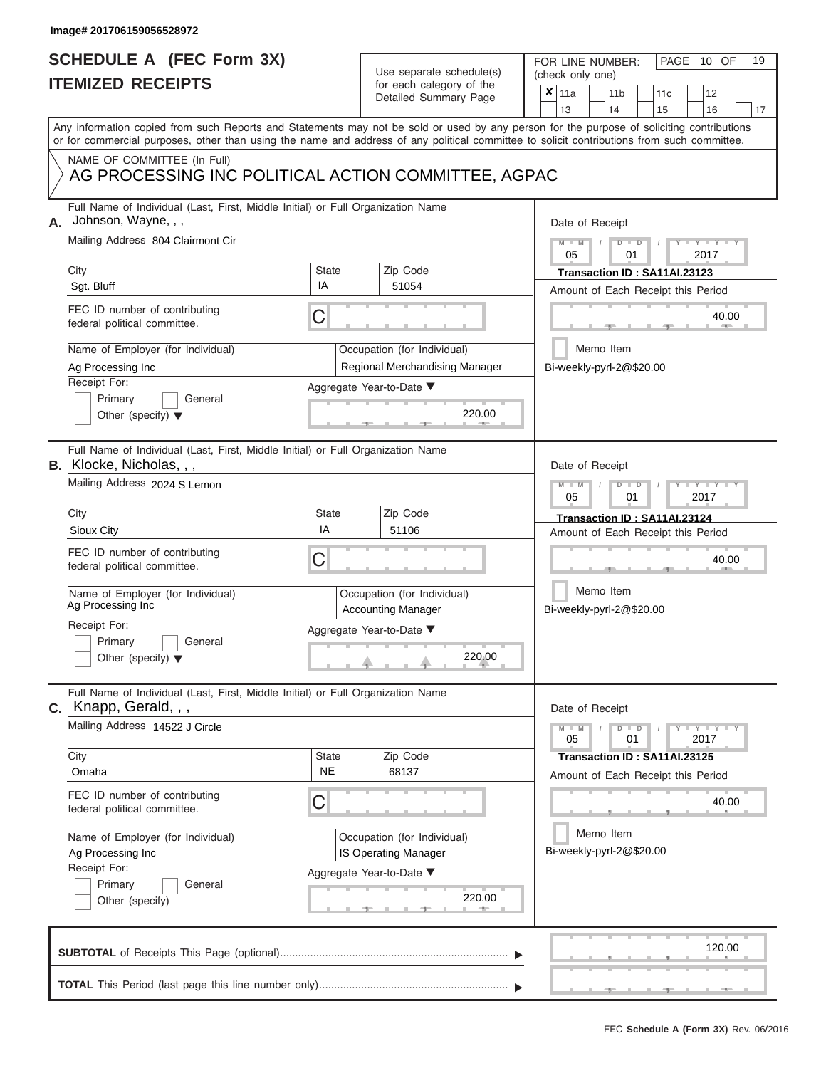Image# 201706159056528972

# SCHEDULE A (FEC Form 3X)
# ITEMIZED RECEIPTS

Use separate schedule(s) for each category of the Detailed Summary Page

FOR LINE NUMBER: (check only one)

| ✘ | 11a | | 11b | | 11c | | 12 |
|---|---|---|---|---|---|---|---|
| | 13 | | 14 | | 15 | | 16 | | 17 |

PAGE 10 OF 19

Any information copied from such Reports and Statements may not be sold or used by any person for the purpose of soliciting contributions or for commercial purposes, other than using the name and address of any political committee to solicit contributions from such committee.

NAME OF COMMITTEE (In Full)
AG PROCESSING INC POLITICAL ACTION COMMITTEE, AGPAC

**A.** Full Name of Individual (Last, First, Middle Initial) or Full Organization Name: Johnson, Wayne, , ,
Mailing Address: 804 Clairmont Cir
City: Sgt. Bluff | State: IA | Zip Code: 51054
FEC ID number of contributing federal political committee: C
Name of Employer (for Individual): Ag Processing Inc
Occupation (for Individual): Regional Merchandising Manager
Receipt For: Primary / General / Other (specify)
Aggregate Year-to-Date: 220.00
Date of Receipt: 05 / 01 / 2017
Transaction ID : SA11AI.23123
Amount of Each Receipt this Period: 40.00
Memo Item
Bi-weekly-pyrl-2@$20.00

**B.** Full Name of Individual (Last, First, Middle Initial) or Full Organization Name: Klocke, Nicholas, , ,
Mailing Address: 2024 S Lemon
City: Sioux City | State: IA | Zip Code: 51106
FEC ID number of contributing federal political committee: C
Name of Employer (for Individual): Ag Processing Inc
Occupation (for Individual): Accounting Manager
Receipt For: Primary / General / Other (specify)
Aggregate Year-to-Date: 220.00
Date of Receipt: 05 / 01 / 2017
Transaction ID : SA11AI.23124
Amount of Each Receipt this Period: 40.00
Memo Item
Bi-weekly-pyrl-2@$20.00

**C.** Full Name of Individual (Last, First, Middle Initial) or Full Organization Name: Knapp, Gerald, , ,
Mailing Address: 14522 J Circle
City: Omaha | State: NE | Zip Code: 68137
FEC ID number of contributing federal political committee: C
Name of Employer (for Individual): Ag Processing Inc
Occupation (for Individual): IS Operating Manager
Receipt For: Primary / General / Other (specify)
Aggregate Year-to-Date: 220.00
Date of Receipt: 05 / 01 / 2017
Transaction ID : SA11AI.23125
Amount of Each Receipt this Period: 40.00
Memo Item
Bi-weekly-pyrl-2@$20.00

**SUBTOTAL** of Receipts This Page (optional): 120.00

**TOTAL** This Period (last page this line number only):

FEC Schedule A (Form 3X) Rev. 06/2016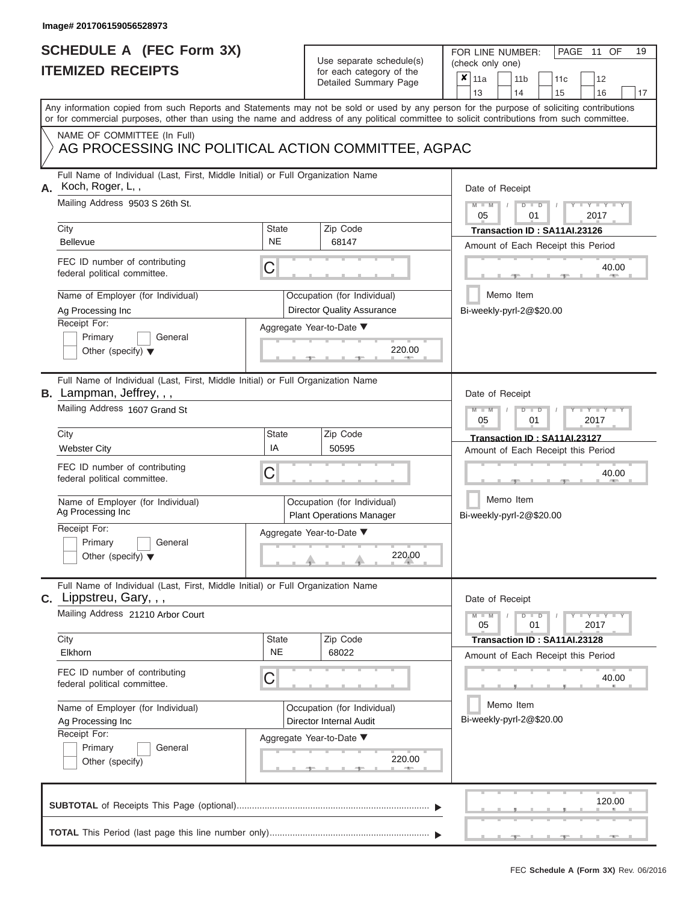Image# 201706159056528973

# SCHEDULE A (FEC Form 3X)
## ITEMIZED RECEIPTS

Use separate schedule(s) for each category of the Detailed Summary Page

FOR LINE NUMBER: (check only one)

- [x] 11a
- [ ] 11b
- [ ] 11c
- [ ] 12
- [ ] 13
- [ ] 14
- [ ] 15
- [ ] 16
- [ ] 17

PAGE 11 OF 19

Any information copied from such Reports and Statements may not be sold or used by any person for the purpose of soliciting contributions or for commercial purposes, other than using the name and address of any political committee to solicit contributions from such committee.

NAME OF COMMITTEE (In Full)
AG PROCESSING INC POLITICAL ACTION COMMITTEE, AGPAC

---

**A.** Full Name of Individual (Last, First, Middle Initial) or Full Organization Name: Koch, Roger, L, ,

Mailing Address: 9503 S 26th St.

City: Bellevue | State: NE | Zip Code: 68147

FEC ID number of contributing federal political committee: C

Name of Employer (for Individual): Ag Processing Inc

Occupation (for Individual): Director Quality Assurance

Receipt For: Primary / General / Other (specify)

Aggregate Year-to-Date: 220.00

Date of Receipt: 05 / 01 / 2017

Transaction ID : SA11AI.23126

Amount of Each Receipt this Period: 40.00

Memo Item: Bi-weekly-pyrl-2@$20.00

---

**B.** Full Name of Individual (Last, First, Middle Initial) or Full Organization Name: Lampman, Jeffrey, , ,

Mailing Address: 1607 Grand St

City: Webster City | State: IA | Zip Code: 50595

FEC ID number of contributing federal political committee: C

Name of Employer (for Individual): Ag Processing Inc

Occupation (for Individual): Plant Operations Manager

Receipt For: Primary / General / Other (specify)

Aggregate Year-to-Date: 220.00

Date of Receipt: 05 / 01 / 2017

Transaction ID : SA11AI.23127

Amount of Each Receipt this Period: 40.00

Memo Item: Bi-weekly-pyrl-2@$20.00

---

**C.** Full Name of Individual (Last, First, Middle Initial) or Full Organization Name: Lippstreu, Gary, , ,

Mailing Address: 21210 Arbor Court

City: Elkhorn | State: NE | Zip Code: 68022

FEC ID number of contributing federal political committee: C

Name of Employer (for Individual): Ag Processing Inc

Occupation (for Individual): Director Internal Audit

Receipt For: Primary / General / Other (specify)

Aggregate Year-to-Date: 220.00

Date of Receipt: 05 / 01 / 2017

Transaction ID : SA11AI.23128

Amount of Each Receipt this Period: 40.00

Memo Item: Bi-weekly-pyrl-2@$20.00

---

**SUBTOTAL** of Receipts This Page (optional): 120.00

**TOTAL** This Period (last page this line number only):

FEC Schedule A (Form 3X) Rev. 06/2016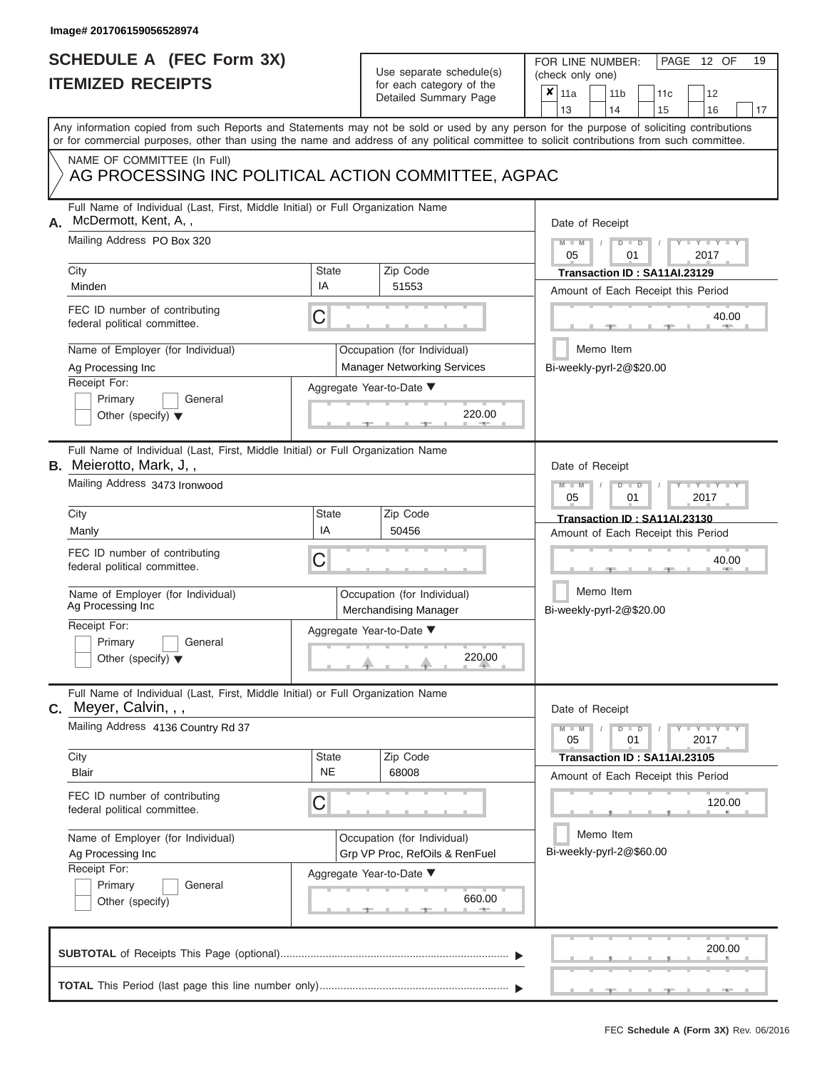Image# 201706159056528974

# SCHEDULE A (FEC Form 3X)
## ITEMIZED RECEIPTS

Use separate schedule(s) for each category of the Detailed Summary Page

FOR LINE NUMBER: (check only one)

- [x] 11a
- [ ] 11b
- [ ] 11c
- [ ] 12
- [ ] 13
- [ ] 14
- [ ] 15
- [ ] 16
- [ ] 17

Any information copied from such Reports and Statements may not be sold or used by any person for the purpose of soliciting contributions or for commercial purposes, other than using the name and address of any political committee to solicit contributions from such committee.

NAME OF COMMITTEE (In Full)
AG PROCESSING INC POLITICAL ACTION COMMITTEE, AGPAC

---

**A.** Full Name of Individual (Last, First, Middle Initial) or Full Organization Name: McDermott, Kent, A, ,

Mailing Address: PO Box 320

City: Minden | State: IA | Zip Code: 51553

FEC ID number of contributing federal political committee: C

Name of Employer (for Individual): Ag Processing Inc

Occupation (for Individual): Manager Networking Services

Receipt For: Primary / General / Other (specify)

Aggregate Year-to-Date: 220.00

Date of Receipt: 05 / 01 / 2017

Transaction ID : SA11AI.23129

Amount of Each Receipt this Period: 40.00

Memo Item: Bi-weekly-pyrl-2@$20.00

---

**B.** Full Name of Individual (Last, First, Middle Initial) or Full Organization Name: Meierotto, Mark, J, ,

Mailing Address: 3473 Ironwood

City: Manly | State: IA | Zip Code: 50456

FEC ID number of contributing federal political committee: C

Name of Employer (for Individual): Ag Processing Inc

Occupation (for Individual): Merchandising Manager

Receipt For: Primary / General / Other (specify)

Aggregate Year-to-Date: 220.00

Date of Receipt: 05 / 01 / 2017

Transaction ID : SA11AI.23130

Amount of Each Receipt this Period: 40.00

Memo Item: Bi-weekly-pyrl-2@$20.00

---

**C.** Full Name of Individual (Last, First, Middle Initial) or Full Organization Name: Meyer, Calvin, , ,

Mailing Address: 4136 Country Rd 37

City: Blair | State: NE | Zip Code: 68008

FEC ID number of contributing federal political committee: C

Name of Employer (for Individual): Ag Processing Inc

Occupation (for Individual): Grp VP Proc, RefOils & RenFuel

Receipt For: Primary / General / Other (specify)

Aggregate Year-to-Date: 660.00

Date of Receipt: 05 / 01 / 2017

Transaction ID : SA11AI.23105

Amount of Each Receipt this Period: 120.00

Memo Item: Bi-weekly-pyrl-2@$60.00

---

**SUBTOTAL** of Receipts This Page (optional): 200.00

**TOTAL** This Period (last page this line number only):

FEC Schedule A (Form 3X) Rev. 06/2016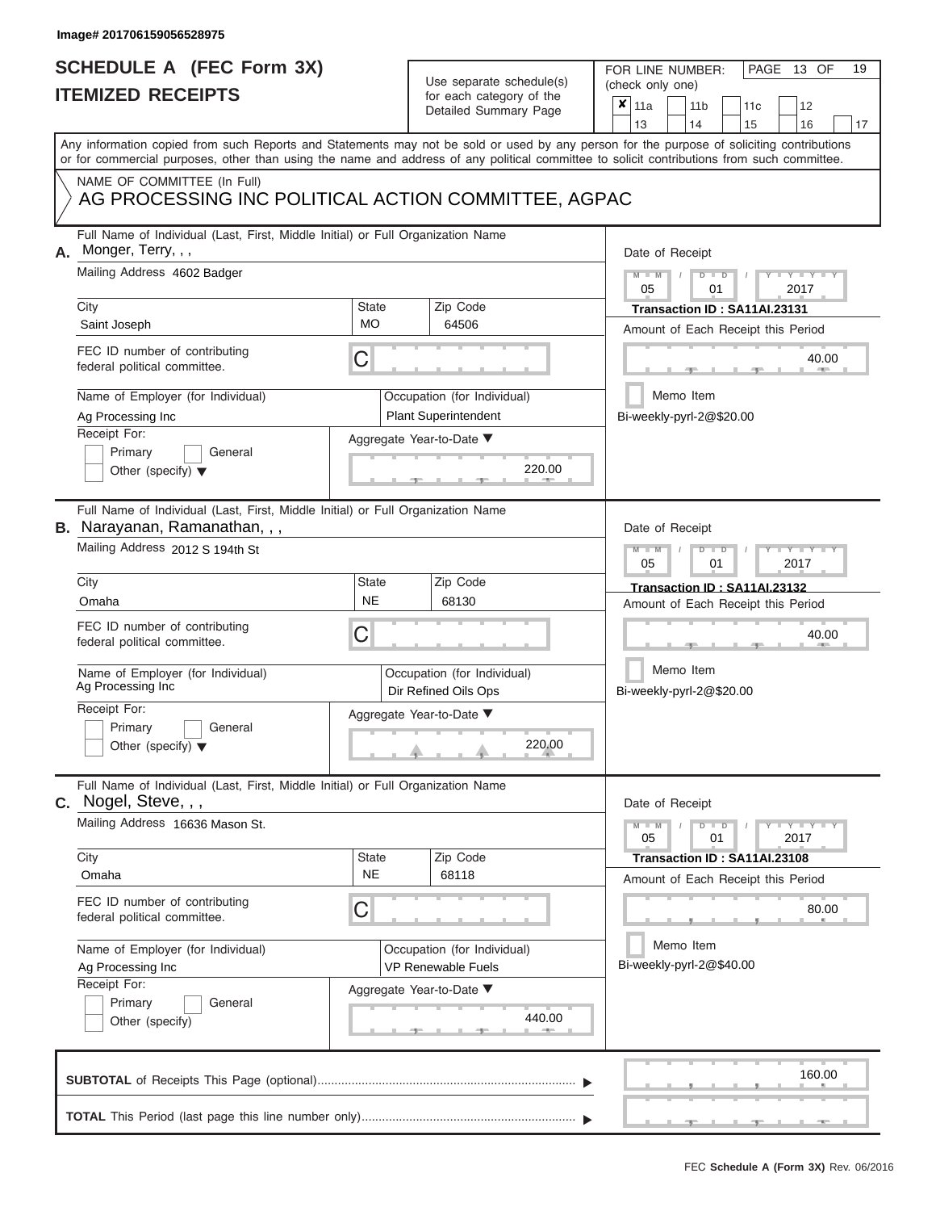Image# 201706159056528975

# SCHEDULE A (FEC Form 3X)
# ITEMIZED RECEIPTS

Use separate schedule(s) for each category of the Detailed Summary Page

FOR LINE NUMBER: (check only one)

PAGE 13 OF 19

☒ 11a ☐ 11b ☐ 11c ☐ 12 ☐ 13 ☐ 14 ☐ 15 ☐ 16 ☐ 17

Any information copied from such Reports and Statements may not be sold or used by any person for the purpose of soliciting contributions or for commercial purposes, other than using the name and address of any political committee to solicit contributions from such committee.

NAME OF COMMITTEE (In Full)
AG PROCESSING INC POLITICAL ACTION COMMITTEE, AGPAC

---

**A.** Full Name of Individual (Last, First, Middle Initial) or Full Organization Name: Monger, Terry, , ,

Mailing Address: 4602 Badger

City: Saint Joseph | State: MO | Zip Code: 64506

FEC ID number of contributing federal political committee: C

Name of Employer (for Individual): Ag Processing Inc

Occupation (for Individual): Plant Superintendent

Receipt For: ☐ Primary ☐ General ☐ Other (specify)

Aggregate Year-to-Date: 220.00

Date of Receipt: 05 / 01 / 2017

Transaction ID : SA11AI.23131

Amount of Each Receipt this Period: 40.00

☐ Memo Item

Bi-weekly-pyrl-2@$20.00

---

**B.** Full Name of Individual (Last, First, Middle Initial) or Full Organization Name: Narayanan, Ramanathan, , ,

Mailing Address: 2012 S 194th St

City: Omaha | State: NE | Zip Code: 68130

FEC ID number of contributing federal political committee: C

Name of Employer (for Individual): Ag Processing Inc

Occupation (for Individual): Dir Refined Oils Ops

Receipt For: ☐ Primary ☐ General ☐ Other (specify)

Aggregate Year-to-Date: 220.00

Date of Receipt: 05 / 01 / 2017

Transaction ID : SA11AI.23132

Amount of Each Receipt this Period: 40.00

☐ Memo Item

Bi-weekly-pyrl-2@$20.00

---

**C.** Full Name of Individual (Last, First, Middle Initial) or Full Organization Name: Nogel, Steve, , ,

Mailing Address: 16636 Mason St.

City: Omaha | State: NE | Zip Code: 68118

FEC ID number of contributing federal political committee: C

Name of Employer (for Individual): Ag Processing Inc

Occupation (for Individual): VP Renewable Fuels

Receipt For: ☐ Primary ☐ General ☐ Other (specify)

Aggregate Year-to-Date: 440.00

Date of Receipt: 05 / 01 / 2017

Transaction ID : SA11AI.23108

Amount of Each Receipt this Period: 80.00

☐ Memo Item

Bi-weekly-pyrl-2@$40.00

---

**SUBTOTAL** of Receipts This Page (optional): 160.00

**TOTAL** This Period (last page this line number only):

FEC **Schedule A (Form 3X)** Rev. 06/2016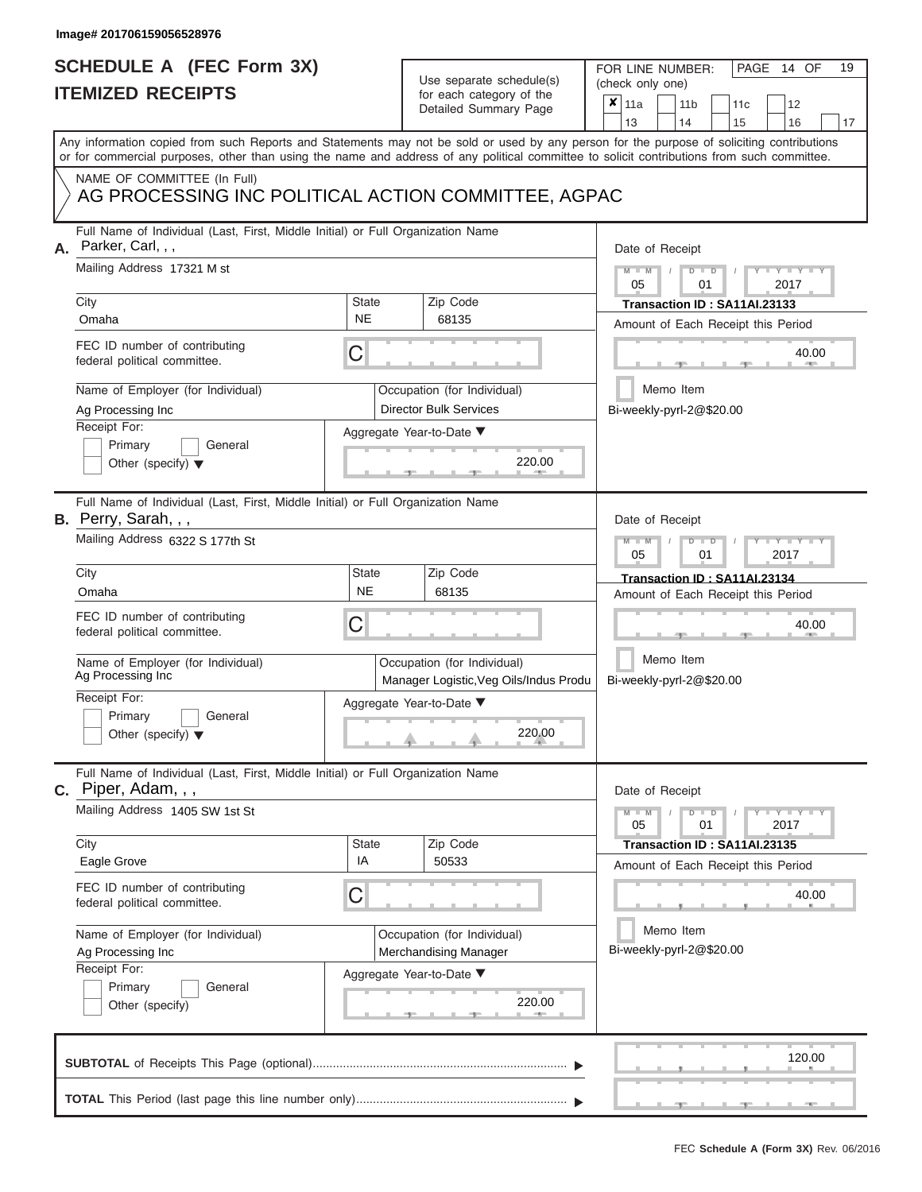Image# 201706159056528976

# SCHEDULE A (FEC Form 3X)
# ITEMIZED RECEIPTS

Use separate schedule(s) for each category of the Detailed Summary Page

FOR LINE NUMBER: (check only one)

- [x] 11a
- [ ] 11b
- [ ] 11c
- [ ] 12
- [ ] 13
- [ ] 14
- [ ] 15
- [ ] 16
- [ ] 17

PAGE 14 OF 19

Any information copied from such Reports and Statements may not be sold or used by any person for the purpose of soliciting contributions or for commercial purposes, other than using the name and address of any political committee to solicit contributions from such committee.

NAME OF COMMITTEE (In Full)
AG PROCESSING INC POLITICAL ACTION COMMITTEE, AGPAC

---

**A.** Full Name of Individual (Last, First, Middle Initial) or Full Organization Name: Parker, Carl, , ,

Mailing Address: 17321 M st

| City | State | Zip Code |
|---|---|---|
| Omaha | NE | 68135 |

FEC ID number of contributing federal political committee: C

Name of Employer (for Individual): Ag Processing Inc

Occupation (for Individual): Director Bulk Services

Receipt For: Primary / General / Other (specify)

Aggregate Year-to-Date: 220.00

Date of Receipt: 05 / 01 / 2017

Transaction ID : SA11AI.23133

Amount of Each Receipt this Period: 40.00

Memo Item

Bi-weekly-pyrl-2@$20.00

---

**B.** Full Name of Individual (Last, First, Middle Initial) or Full Organization Name: Perry, Sarah, , ,

Mailing Address: 6322 S 177th St

| City | State | Zip Code |
|---|---|---|
| Omaha | NE | 68135 |

FEC ID number of contributing federal political committee: C

Name of Employer (for Individual): Ag Processing Inc

Occupation (for Individual): Manager Logistic,Veg Oils/Indus Produ

Receipt For: Primary / General / Other (specify)

Aggregate Year-to-Date: 220.00

Date of Receipt: 05 / 01 / 2017

Transaction ID : SA11AI.23134

Amount of Each Receipt this Period: 40.00

Memo Item

Bi-weekly-pyrl-2@$20.00

---

**C.** Full Name of Individual (Last, First, Middle Initial) or Full Organization Name: Piper, Adam, , ,

Mailing Address: 1405 SW 1st St

| City | State | Zip Code |
|---|---|---|
| Eagle Grove | IA | 50533 |

FEC ID number of contributing federal political committee: C

Name of Employer (for Individual): Ag Processing Inc

Occupation (for Individual): Merchandising Manager

Receipt For: Primary / General / Other (specify)

Aggregate Year-to-Date: 220.00

Date of Receipt: 05 / 01 / 2017

Transaction ID : SA11AI.23135

Amount of Each Receipt this Period: 40.00

Memo Item

Bi-weekly-pyrl-2@$20.00

---

**SUBTOTAL** of Receipts This Page (optional): 120.00

**TOTAL** This Period (last page this line number only):

FEC **Schedule A (Form 3X)** Rev. 06/2016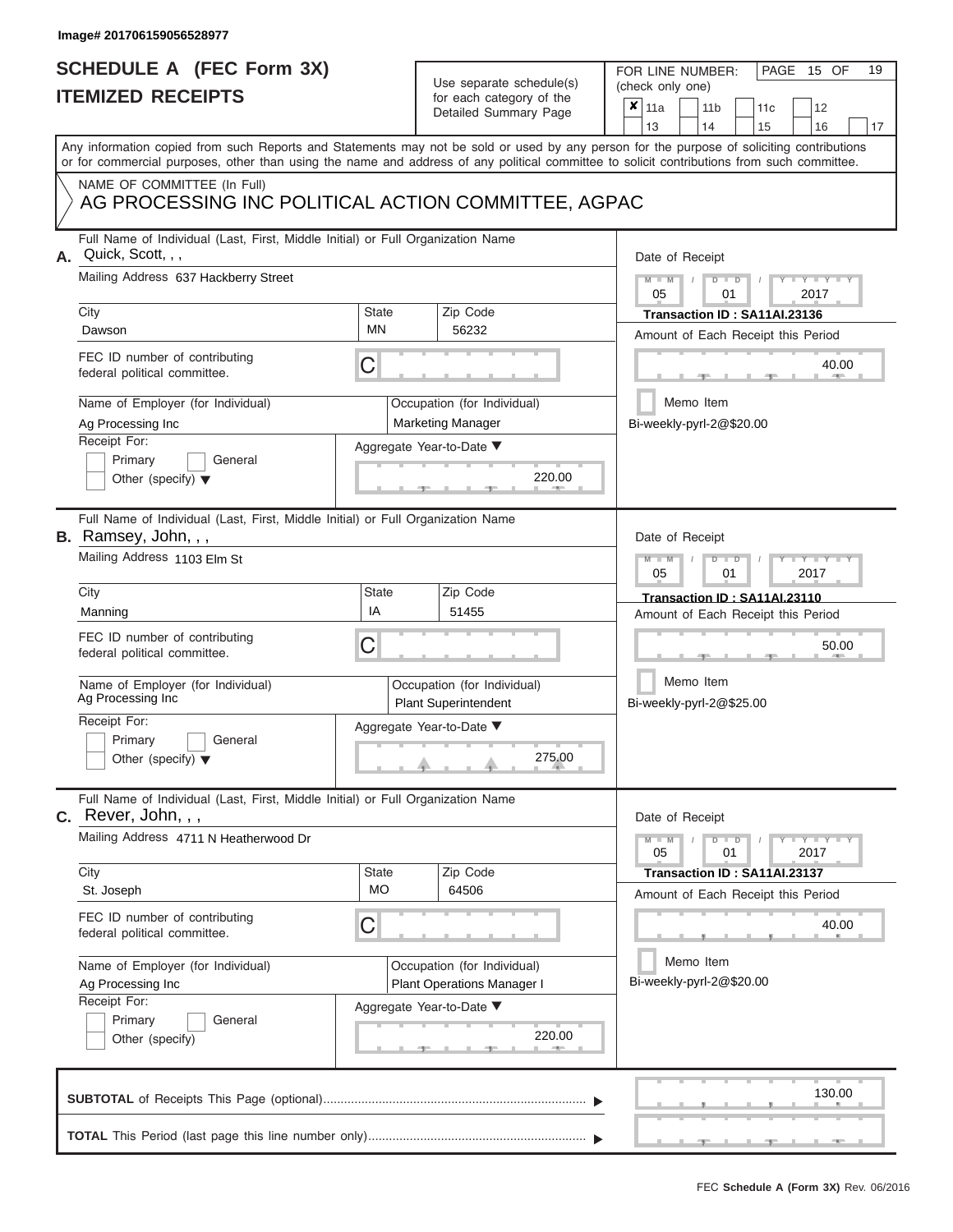Image# 201706159056528977

# SCHEDULE A (FEC Form 3X)
# ITEMIZED RECEIPTS

Use separate schedule(s) for each category of the Detailed Summary Page

FOR LINE NUMBER: (check only one)

| ✘ 11a | 11b | 11c | 12 |
|---|---|---|---|
| 13 | 14 | 15 | 16 | 17 |

PAGE 15 OF 19

Any information copied from such Reports and Statements may not be sold or used by any person for the purpose of soliciting contributions or for commercial purposes, other than using the name and address of any political committee to solicit contributions from such committee.

NAME OF COMMITTEE (In Full)
AG PROCESSING INC POLITICAL ACTION COMMITTEE, AGPAC

---

**A.** Full Name of Individual (Last, First, Middle Initial) or Full Organization Name: Quick, Scott, , ,

Mailing Address: 637 Hackberry Street

City: Dawson | State: MN | Zip Code: 56232

FEC ID number of contributing federal political committee: C

Name of Employer (for Individual): Ag Processing Inc

Occupation (for Individual): Marketing Manager

Receipt For: Primary / General / Other (specify)

Aggregate Year-to-Date: 220.00

Date of Receipt: 05 / 01 / 2017

Transaction ID : SA11AI.23136

Amount of Each Receipt this Period: 40.00

Memo Item

Bi-weekly-pyrl-2@$20.00

---

**B.** Full Name of Individual (Last, First, Middle Initial) or Full Organization Name: Ramsey, John, , ,

Mailing Address: 1103 Elm St

City: Manning | State: IA | Zip Code: 51455

FEC ID number of contributing federal political committee: C

Name of Employer (for Individual): Ag Processing Inc

Occupation (for Individual): Plant Superintendent

Receipt For: Primary / General / Other (specify)

Aggregate Year-to-Date: 275.00

Date of Receipt: 05 / 01 / 2017

Transaction ID : SA11AI.23110

Amount of Each Receipt this Period: 50.00

Memo Item

Bi-weekly-pyrl-2@$25.00

---

**C.** Full Name of Individual (Last, First, Middle Initial) or Full Organization Name: Rever, John, , ,

Mailing Address: 4711 N Heatherwood Dr

City: St. Joseph | State: MO | Zip Code: 64506

FEC ID number of contributing federal political committee: C

Name of Employer (for Individual): Ag Processing Inc

Occupation (for Individual): Plant Operations Manager I

Receipt For: Primary / General / Other (specify)

Aggregate Year-to-Date: 220.00

Date of Receipt: 05 / 01 / 2017

Transaction ID : SA11AI.23137

Amount of Each Receipt this Period: 40.00

Memo Item

Bi-weekly-pyrl-2@$20.00

---

**SUBTOTAL** of Receipts This Page (optional): 130.00

**TOTAL** This Period (last page this line number only):

FEC Schedule A (Form 3X) Rev. 06/2016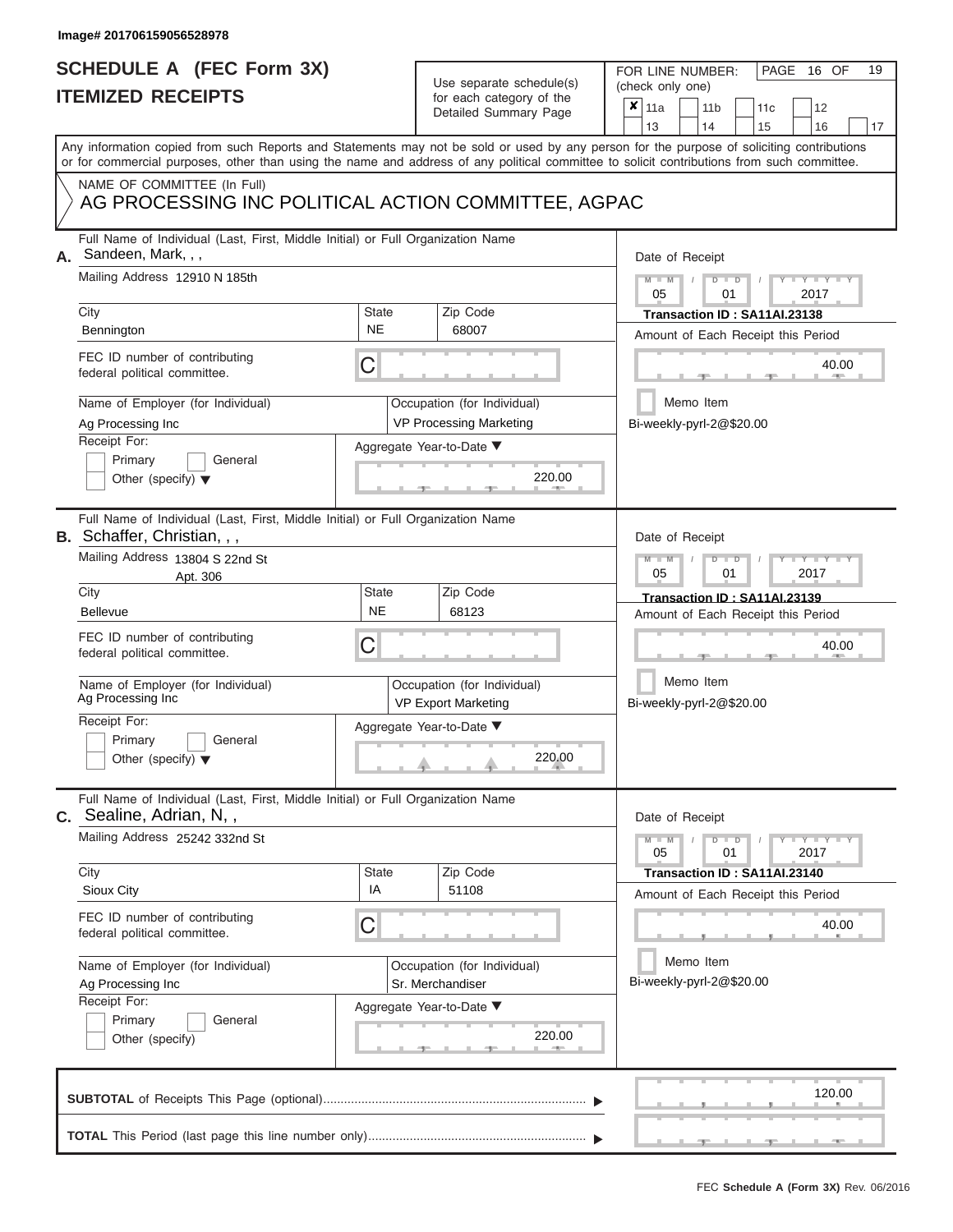Image# 201706159056528978

# SCHEDULE A (FEC Form 3X)
# ITEMIZED RECEIPTS

Use separate schedule(s) for each category of the Detailed Summary Page

FOR LINE NUMBER: (check only one)

- [x] 11a
- [ ] 11b
- [ ] 11c
- [ ] 12
- [ ] 13
- [ ] 14
- [ ] 15
- [ ] 16
- [ ] 17

Any information copied from such Reports and Statements may not be sold or used by any person for the purpose of soliciting contributions or for commercial purposes, other than using the name and address of any political committee to solicit contributions from such committee.

NAME OF COMMITTEE (In Full)
AG PROCESSING INC POLITICAL ACTION COMMITTEE, AGPAC

---

**A.** Full Name of Individual (Last, First, Middle Initial) or Full Organization Name: Sandeen, Mark, , ,

Mailing Address: 12910 N 185th

City: Bennington | State: NE | Zip Code: 68007

FEC ID number of contributing federal political committee: C

Name of Employer (for Individual): Ag Processing Inc

Occupation (for Individual): VP Processing Marketing

Receipt For: Primary / General / Other (specify)

Aggregate Year-to-Date: 220.00

Date of Receipt: 05 / 01 / 2017

Transaction ID : SA11AI.23138

Amount of Each Receipt this Period: 40.00

Memo Item

Bi-weekly-pyrl-2@$20.00

---

**B.** Full Name of Individual (Last, First, Middle Initial) or Full Organization Name: Schaffer, Christian, , ,

Mailing Address: 13804 S 22nd St, Apt. 306

City: Bellevue | State: NE | Zip Code: 68123

FEC ID number of contributing federal political committee: C

Name of Employer (for Individual): Ag Processing Inc

Occupation (for Individual): VP Export Marketing

Receipt For: Primary / General / Other (specify)

Aggregate Year-to-Date: 220.00

Date of Receipt: 05 / 01 / 2017

Transaction ID : SA11AI.23139

Amount of Each Receipt this Period: 40.00

Memo Item

Bi-weekly-pyrl-2@$20.00

---

**C.** Full Name of Individual (Last, First, Middle Initial) or Full Organization Name: Sealine, Adrian, N, ,

Mailing Address: 25242 332nd St

City: Sioux City | State: IA | Zip Code: 51108

FEC ID number of contributing federal political committee: C

Name of Employer (for Individual): Ag Processing Inc

Occupation (for Individual): Sr. Merchandiser

Receipt For: Primary / General / Other (specify)

Aggregate Year-to-Date: 220.00

Date of Receipt: 05 / 01 / 2017

Transaction ID : SA11AI.23140

Amount of Each Receipt this Period: 40.00

Memo Item

Bi-weekly-pyrl-2@$20.00

---

**SUBTOTAL** of Receipts This Page (optional): 120.00

**TOTAL** This Period (last page this line number only):

FEC **Schedule A (Form 3X)** Rev. 06/2016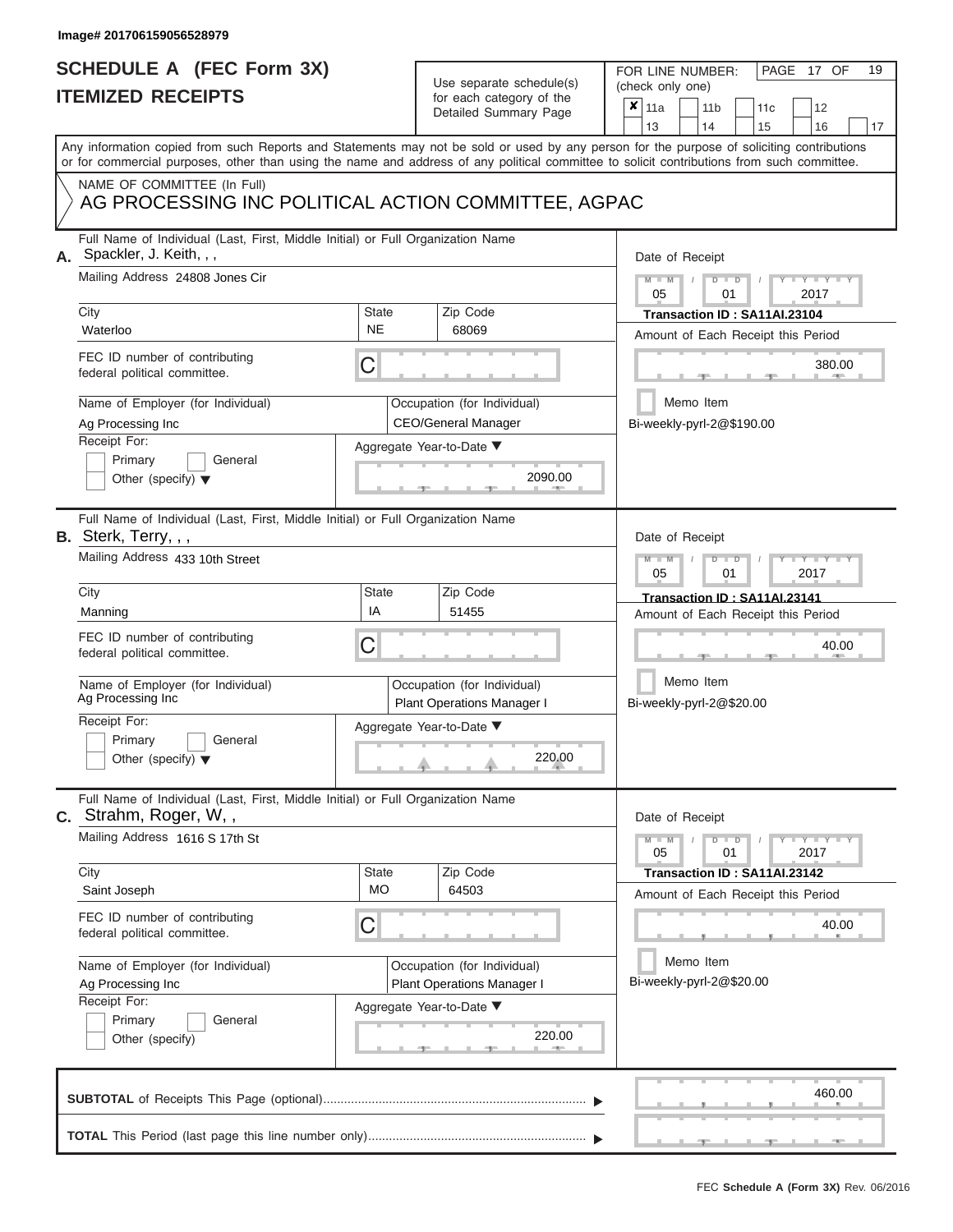Image# 201706159056528979

# SCHEDULE A (FEC Form 3X)
# ITEMIZED RECEIPTS

Use separate schedule(s) for each category of the Detailed Summary Page

FOR LINE NUMBER: (check only one)

- [x] 11a
- [ ] 11b
- [ ] 11c
- [ ] 12
- [ ] 13
- [ ] 14
- [ ] 15
- [ ] 16
- [ ] 17

Any information copied from such Reports and Statements may not be sold or used by any person for the purpose of soliciting contributions or for commercial purposes, other than using the name and address of any political committee to solicit contributions from such committee.

NAME OF COMMITTEE (In Full)
AG PROCESSING INC POLITICAL ACTION COMMITTEE, AGPAC

---

**A.** Full Name of Individual (Last, First, Middle Initial) or Full Organization Name: Spackler, J. Keith, , ,

Mailing Address: 24808 Jones Cir

City: Waterloo | State: NE | Zip Code: 68069

FEC ID number of contributing federal political committee: C

Name of Employer (for Individual): Ag Processing Inc

Occupation (for Individual): CEO/General Manager

Receipt For: Primary / General / Other (specify)

Aggregate Year-to-Date: 2090.00

Date of Receipt: 05 / 01 / 2017

Transaction ID : SA11AI.23104

Amount of Each Receipt this Period: 380.00

Memo Item

Bi-weekly-pyrl-2@$190.00

---

**B.** Full Name of Individual (Last, First, Middle Initial) or Full Organization Name: Sterk, Terry, , ,

Mailing Address: 433 10th Street

City: Manning | State: IA | Zip Code: 51455

FEC ID number of contributing federal political committee: C

Name of Employer (for Individual): Ag Processing Inc

Occupation (for Individual): Plant Operations Manager I

Receipt For: Primary / General / Other (specify)

Aggregate Year-to-Date: 220.00

Date of Receipt: 05 / 01 / 2017

Transaction ID : SA11AI.23141

Amount of Each Receipt this Period: 40.00

Memo Item

Bi-weekly-pyrl-2@$20.00

---

**C.** Full Name of Individual (Last, First, Middle Initial) or Full Organization Name: Strahm, Roger, W, ,

Mailing Address: 1616 S 17th St

City: Saint Joseph | State: MO | Zip Code: 64503

FEC ID number of contributing federal political committee: C

Name of Employer (for Individual): Ag Processing Inc

Occupation (for Individual): Plant Operations Manager I

Receipt For: Primary / General / Other (specify)

Aggregate Year-to-Date: 220.00

Date of Receipt: 05 / 01 / 2017

Transaction ID : SA11AI.23142

Amount of Each Receipt this Period: 40.00

Memo Item

Bi-weekly-pyrl-2@$20.00

---

**SUBTOTAL** of Receipts This Page (optional): 460.00

**TOTAL** This Period (last page this line number only):

FEC Schedule A (Form 3X) Rev. 06/2016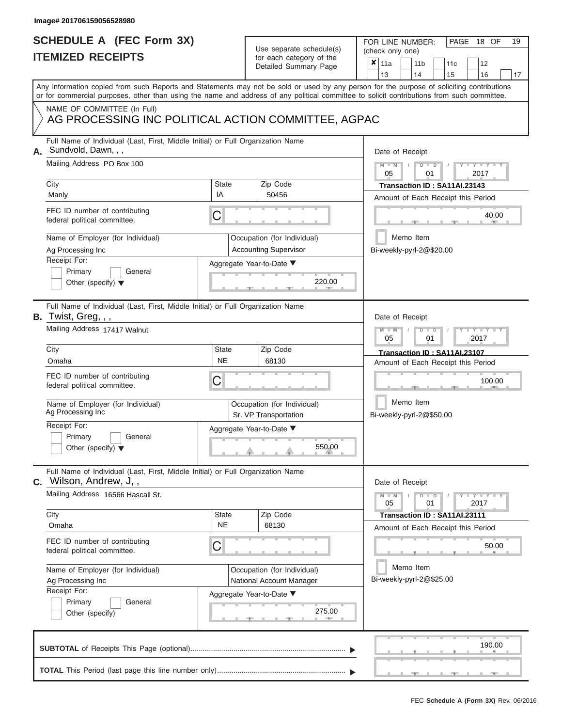Image# 201706159056528980

# SCHEDULE A (FEC Form 3X)
## ITEMIZED RECEIPTS

Use separate schedule(s) for each category of the Detailed Summary Page

FOR LINE NUMBER: (check only one)

PAGE 18 OF 19

| ✘ | 11a | | 11b | | 11c | | 12 | |
|---|---|---|---|---|---|---|---|---|
| | 13 | | 14 | | 15 | | 16 | 17 |

Any information copied from such Reports and Statements may not be sold or used by any person for the purpose of soliciting contributions or for commercial purposes, other than using the name and address of any political committee to solicit contributions from such committee.

NAME OF COMMITTEE (In Full)
AG PROCESSING INC POLITICAL ACTION COMMITTEE, AGPAC

---

**A.** Full Name of Individual (Last, First, Middle Initial) or Full Organization Name: Sundvold, Dawn, , ,

Mailing Address: PO Box 100

City: Manly | State: IA | Zip Code: 50456

FEC ID number of contributing federal political committee: C

Name of Employer (for Individual): Ag Processing Inc

Occupation (for Individual): Accounting Supervisor

Receipt For: Primary / General / Other (specify)

Aggregate Year-to-Date: 220.00

Date of Receipt: 05 / 01 / 2017

Transaction ID : SA11AI.23143

Amount of Each Receipt this Period: 40.00

Memo Item

Bi-weekly-pyrl-2@$20.00

---

**B.** Full Name of Individual (Last, First, Middle Initial) or Full Organization Name: Twist, Greg, , ,

Mailing Address: 17417 Walnut

City: Omaha | State: NE | Zip Code: 68130

FEC ID number of contributing federal political committee: C

Name of Employer (for Individual): Ag Processing Inc

Occupation (for Individual): Sr. VP Transportation

Receipt For: Primary / General / Other (specify)

Aggregate Year-to-Date: 550.00

Date of Receipt: 05 / 01 / 2017

Transaction ID : SA11AI.23107

Amount of Each Receipt this Period: 100.00

Memo Item

Bi-weekly-pyrl-2@$50.00

---

**C.** Full Name of Individual (Last, First, Middle Initial) or Full Organization Name: Wilson, Andrew, J, ,

Mailing Address: 16566 Hascall St.

City: Omaha | State: NE | Zip Code: 68130

FEC ID number of contributing federal political committee: C

Name of Employer (for Individual): Ag Processing Inc

Occupation (for Individual): National Account Manager

Receipt For: Primary / General / Other (specify)

Aggregate Year-to-Date: 275.00

Date of Receipt: 05 / 01 / 2017

Transaction ID : SA11AI.23111

Amount of Each Receipt this Period: 50.00

Memo Item

Bi-weekly-pyrl-2@$25.00

---

**SUBTOTAL** of Receipts This Page (optional): 190.00

**TOTAL** This Period (last page this line number only):

FEC **Schedule A (Form 3X)** Rev. 06/2016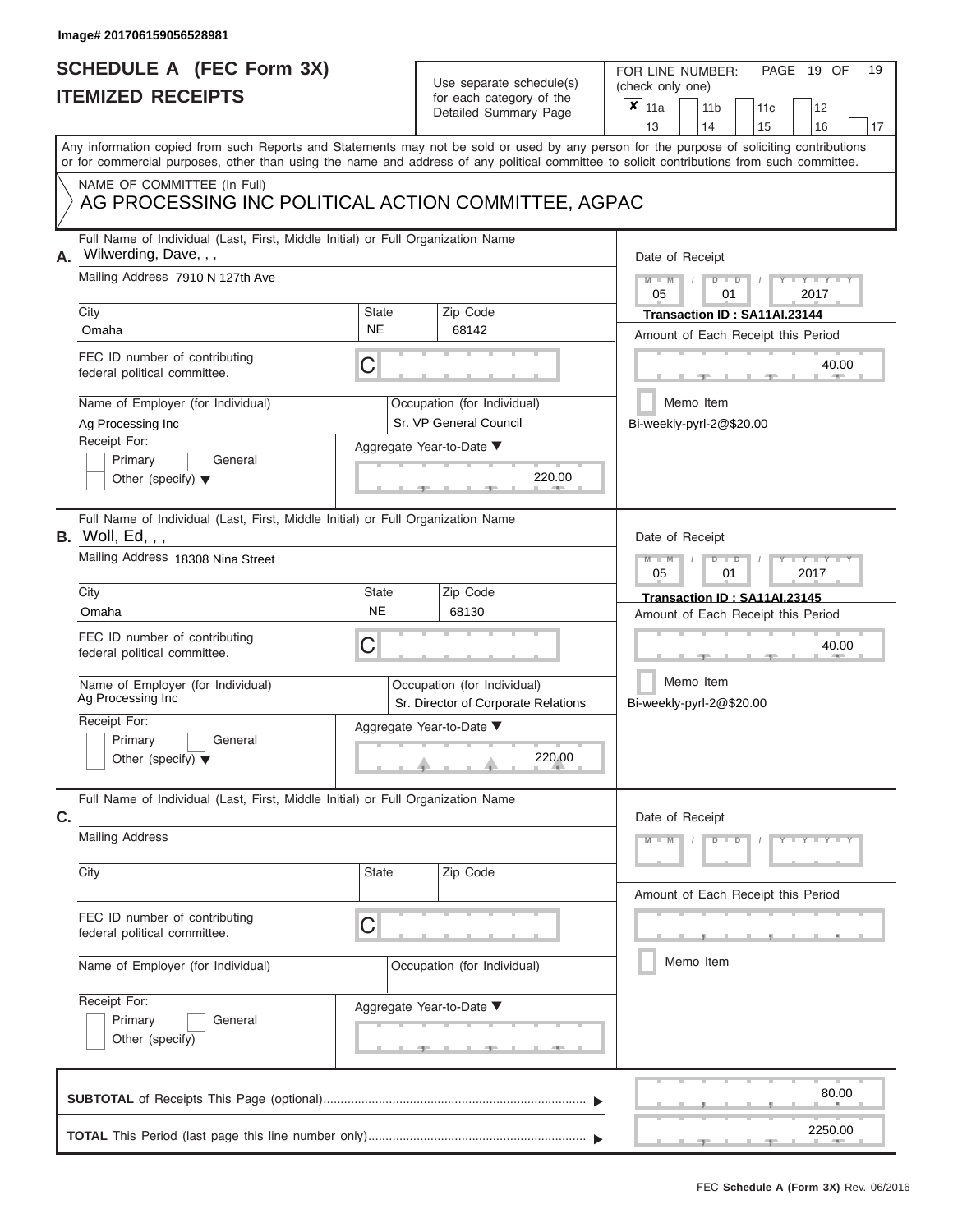Image# 201706159056528981

# SCHEDULE A (FEC Form 3X)
## ITEMIZED RECEIPTS

Use separate schedule(s) for each category of the Detailed Summary Page

FOR LINE NUMBER: (check only one)

- [x] 11a
- [ ] 11b
- [ ] 11c
- [ ] 12
- [ ] 13
- [ ] 14
- [ ] 15
- [ ] 16
- [ ] 17

PAGE 19 OF 19

Any information copied from such Reports and Statements may not be sold or used by any person for the purpose of soliciting contributions or for commercial purposes, other than using the name and address of any political committee to solicit contributions from such committee.

NAME OF COMMITTEE (In Full)
AG PROCESSING INC POLITICAL ACTION COMMITTEE, AGPAC

---

**A.** Full Name of Individual (Last, First, Middle Initial) or Full Organization Name: Wilwerding, Dave, , ,

Mailing Address: 7910 N 127th Ave

City: Omaha | State: NE | Zip Code: 68142

FEC ID number of contributing federal political committee: C

Name of Employer (for Individual): Ag Processing Inc

Occupation (for Individual): Sr. VP General Council

Receipt For: Primary / General / Other (specify)

Aggregate Year-to-Date: 220.00

Date of Receipt: 05 / 01 / 2017

Transaction ID : SA11AI.23144

Amount of Each Receipt this Period: 40.00

Memo Item

Bi-weekly-pyrl-2@$20.00

---

**B.** Full Name of Individual (Last, First, Middle Initial) or Full Organization Name: Woll, Ed, , ,

Mailing Address: 18308 Nina Street

City: Omaha | State: NE | Zip Code: 68130

FEC ID number of contributing federal political committee: C

Name of Employer (for Individual): Ag Processing Inc

Occupation (for Individual): Sr. Director of Corporate Relations

Receipt For: Primary / General / Other (specify)

Aggregate Year-to-Date: 220.00

Date of Receipt: 05 / 01 / 2017

Transaction ID : SA11AI.23145

Amount of Each Receipt this Period: 40.00

Memo Item

Bi-weekly-pyrl-2@$20.00

---

**C.** Full Name of Individual (Last, First, Middle Initial) or Full Organization Name:

Mailing Address:

City: | State: | Zip Code:

FEC ID number of contributing federal political committee: C

Name of Employer (for Individual):

Occupation (for Individual):

Receipt For: Primary / General / Other (specify)

Aggregate Year-to-Date:

Date of Receipt:

Amount of Each Receipt this Period:

Memo Item

---

**SUBTOTAL** of Receipts This Page (optional): 80.00

**TOTAL** This Period (last page this line number only): 2250.00

FEC Schedule A (Form 3X) Rev. 06/2016